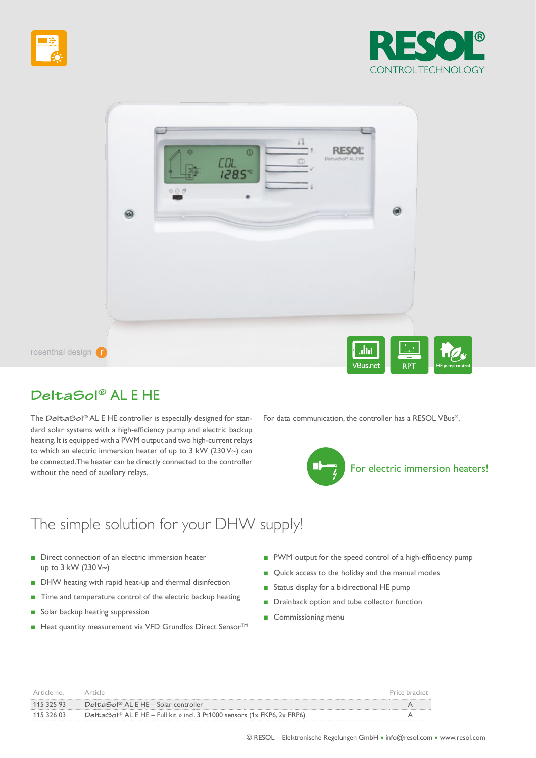RESOL®
CONTROL TECHNOLOGY

rosenthal design

VBus.net | RPT | HE pump control

# DeltaSol® AL E HE

The DeltaSol® AL E HE controller is especially designed for standard solar systems with a high-efficiency pump and electric backup heating. It is equipped with a PWM output and two high-current relays to which an electric immersion heater of up to 3 kW (230 V~) can be connected. The heater can be directly connected to the controller without the need of auxiliary relays.

For data communication, the controller has a RESOL VBus®.

For electric immersion heaters!

## The simple solution for your DHW supply!

- Direct connection of an electric immersion heater up to 3 kW (230 V~)
- DHW heating with rapid heat-up and thermal disinfection
- Time and temperature control of the electric backup heating
- Solar backup heating suppression
- Heat quantity measurement via VFD Grundfos Direct Sensor™
- PWM output for the speed control of a high-efficiency pump
- Quick access to the holiday and the manual modes
- Status display for a bidirectional HE pump
- Drainback option and tube collector function
- Commissioning menu

| Article no. | Article | Price bracket |
|---|---|---|
| 115 325 93 | DeltaSol® AL E HE – Solar controller | A |
| 115 326 03 | DeltaSol® AL E HE – Full kit » incl. 3 Pt1000 sensors (1x FKP6, 2x FRP6) | A |

© RESOL – Elektronische Regelungen GmbH ▪ info@resol.com ▪ www.resol.com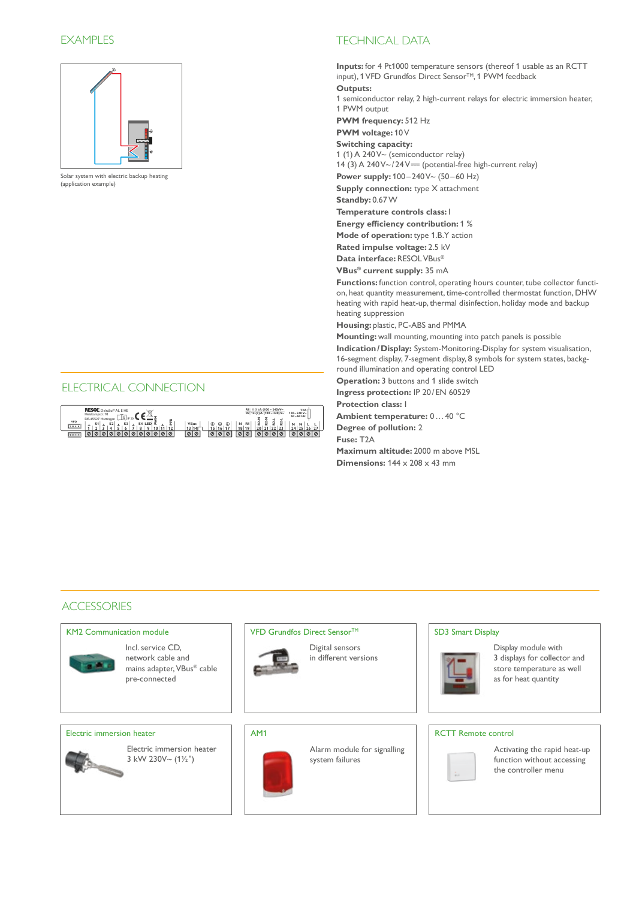## EXAMPLES

Solar system with electric backup heating
(application example)

## ELECTRICAL CONNECTION

## TECHNICAL DATA

**Inputs:** for 4 Pt1000 temperature sensors (thereof 1 usable as an RCTT input), 1 VFD Grundfos Direct Sensor™, 1 PWM feedback

**Outputs:**
1 semiconductor relay, 2 high-current relays for electric immersion heater, 1 PWM output

**PWM frequency:** 512 Hz

**PWM voltage:** 10 V

**Switching capacity:**
1 (1) A 240 V~ (semiconductor relay)
14 (3) A 240 V~ / 24 V⎓ (potential-free high-current relay)

**Power supply:** 100 – 240 V~ (50 – 60 Hz)

**Supply connection:** type X attachment

**Standby:** 0.67 W

**Temperature controls class:** I

**Energy efficiency contribution:** 1 %

**Mode of operation:** type 1.B.Y action

**Rated impulse voltage:** 2.5 kV

**Data interface:** RESOL VBus®

**VBus® current supply:** 35 mA

**Functions:** function control, operating hours counter, tube collector function, heat quantity measurement, time-controlled thermostat function, DHW heating with rapid heat-up, thermal disinfection, holiday mode and backup heating suppression

**Housing:** plastic, PC-ABS and PMMA

**Mounting:** wall mounting, mounting into patch panels is possible

**Indication / Display:** System-Monitoring-Display for system visualisation, 16-segment display, 7-segment display, 8 symbols for system states, background illumination and operating control LED

**Operation:** 3 buttons and 1 slide switch

**Ingress protection:** IP 20 / EN 60529

**Protection class:** I

**Ambient temperature:** 0 … 40 °C

**Degree of pollution:** 2

**Fuse:** T2A

**Maximum altitude:** 2000 m above MSL

**Dimensions:** 144 x 208 x 43 mm

## ACCESSORIES

### KM2 Communication module
Incl. service CD, network cable and mains adapter, VBus® cable pre-connected

### VFD Grundfos Direct Sensor™
Digital sensors in different versions

### SD3 Smart Display
Display module with 3 displays for collector and store temperature as well as for heat quantity

### Electric immersion heater
Electric immersion heater 3 kW 230V~ (1½")

### AM1
Alarm module for signalling system failures

### RCTT Remote control
Activating the rapid heat-up function without accessing the controller menu